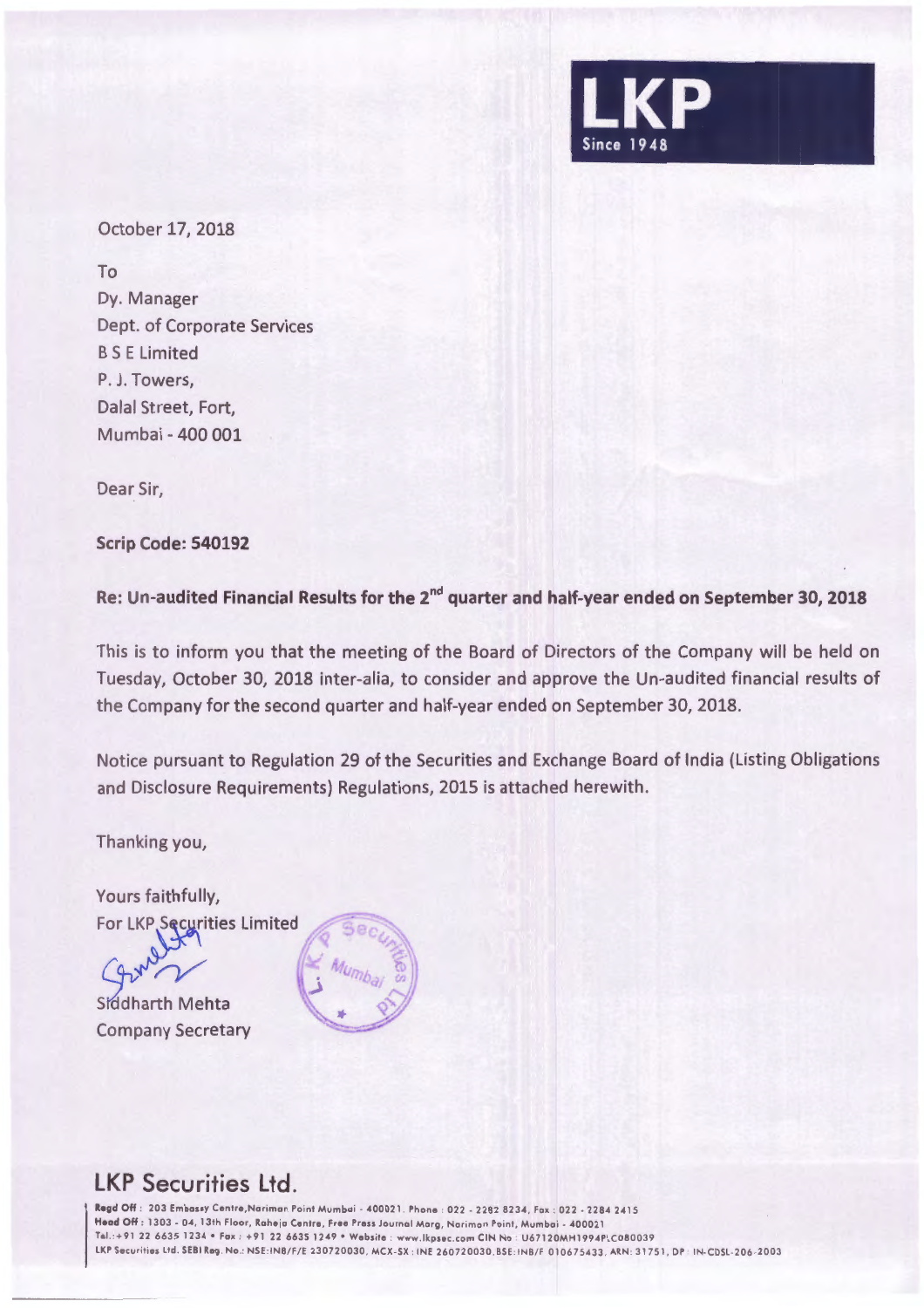LKP
Since 1948

October 17, 2018

To
Dy. Manager
Dept. of Corporate Services
B S E Limited
P. J. Towers,
Dalal Street, Fort,
Mumbai - 400 001

Dear Sir,

**Scrip Code: 540192**

**Re: Un-audited Financial Results for the 2nd quarter and half-year ended on September 30, 2018**

This is to inform you that the meeting of the Board of Directors of the Company will be held on Tuesday, October 30, 2018 inter-alia, to consider and approve the Un-audited financial results of the Company for the second quarter and half-year ended on September 30, 2018.

Notice pursuant to Regulation 29 of the Securities and Exchange Board of India (Listing Obligations and Disclosure Requirements) Regulations, 2015 is attached herewith.

Thanking you,

Yours faithfully,
For LKP Securities Limited

Siddharth Mehta
Company Secretary

## LKP Securities Ltd.

**Regd Off:** 203 Embassy Centre, Nariman Point Mumbai - 400021. Phone : 022 - 2282 8234, Fax : 022 - 2284 2415
**Head Off:** 1303 - 04, 13th Floor, Raheja Centre, Free Press Journal Marg, Nariman Point, Mumbai - 400021
Tel.: +91 22 6635 1234 • Fax : +91 22 6635 1249 • Website : www.lkpsec.com CIN No : U67120MH1994PLC080039
LKP Securities Ltd. SEBI Reg. No.: NSE:INB/F/E 230720030, MCX-SX : INE 260720030, BSE: INB/F 010675433, ARN: 31751, DP : IN-CDSL-206-2003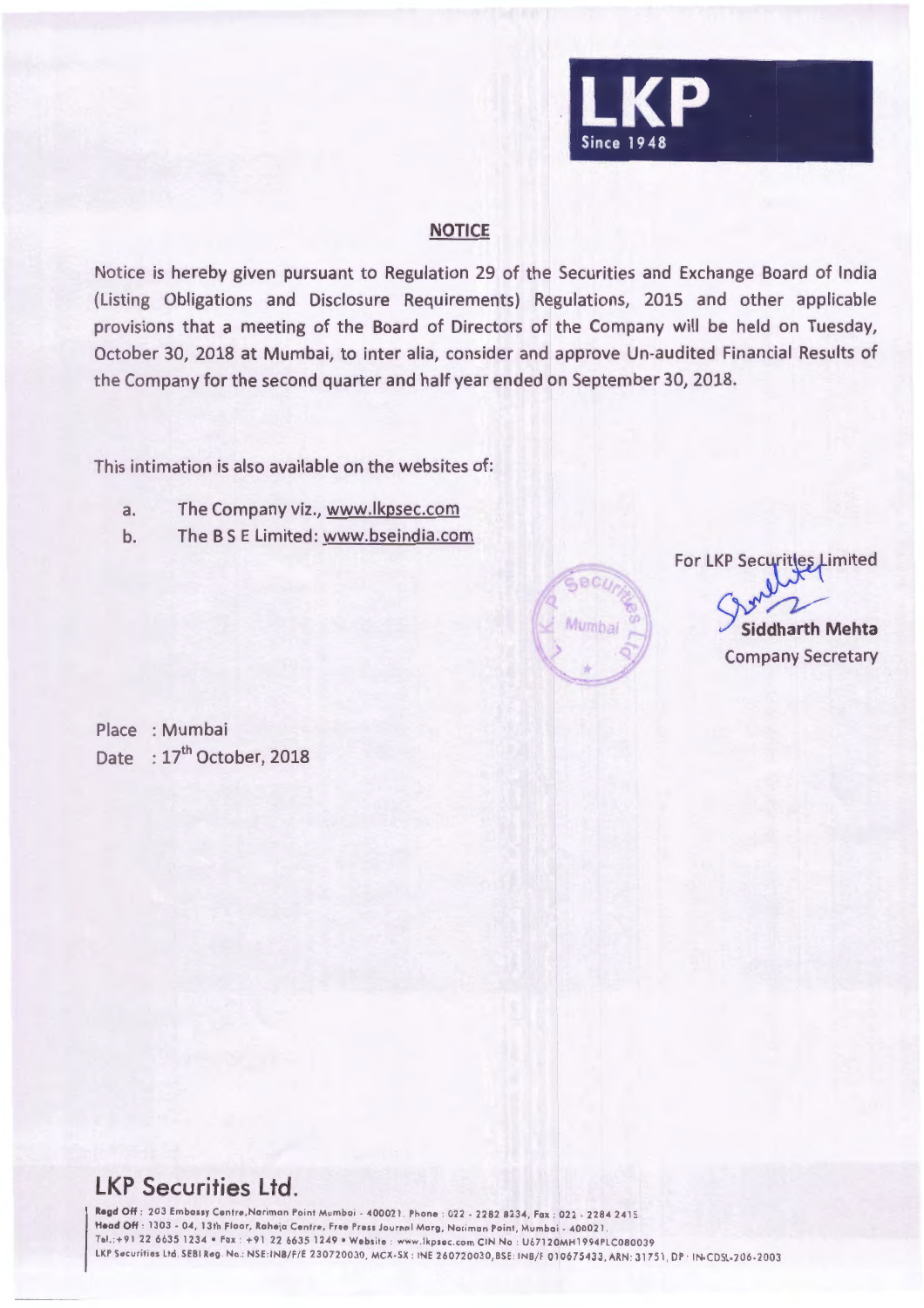LKP
Since 1948

## NOTICE

Notice is hereby given pursuant to Regulation 29 of the Securities and Exchange Board of India (Listing Obligations and Disclosure Requirements) Regulations, 2015 and other applicable provisions that a meeting of the Board of Directors of the Company will be held on Tuesday, October 30, 2018 at Mumbai, to inter alia, consider and approve Un-audited Financial Results of the Company for the second quarter and half year ended on September 30, 2018.

This intimation is also available on the websites of:

a. The Company viz., www.lkpsec.com
b. The B S E Limited: www.bseindia.com

For LKP Securities Limited

**Siddharth Mehta**
Company Secretary

Place : Mumbai
Date : 17th October, 2018

## LKP Securities Ltd.

**Regd Off:** 203 Embassy Centre,Nariman Point Mumbai - 400021. Phone : 022 - 2282 8234, Fax : 022 - 2284 2415
**Head Off:** 1303 - 04, 13th Floor, Raheja Centre, Free Press Journal Marg, Nariman Point, Mumbai - 400021.
Tel.:+91 22 6635 1234 • Fax : +91 22 6635 1249 • Website : www.lkpsec.com CIN No : U67120MH1994PLC080039
LKP Securities Ltd. SEBI Reg. No.: NSE:INB/F/E 230720030, MCX-SX : INE 260720030, BSE: INB/F 010675433, ARN: 31751, DP : IN-CDSL-206-2003